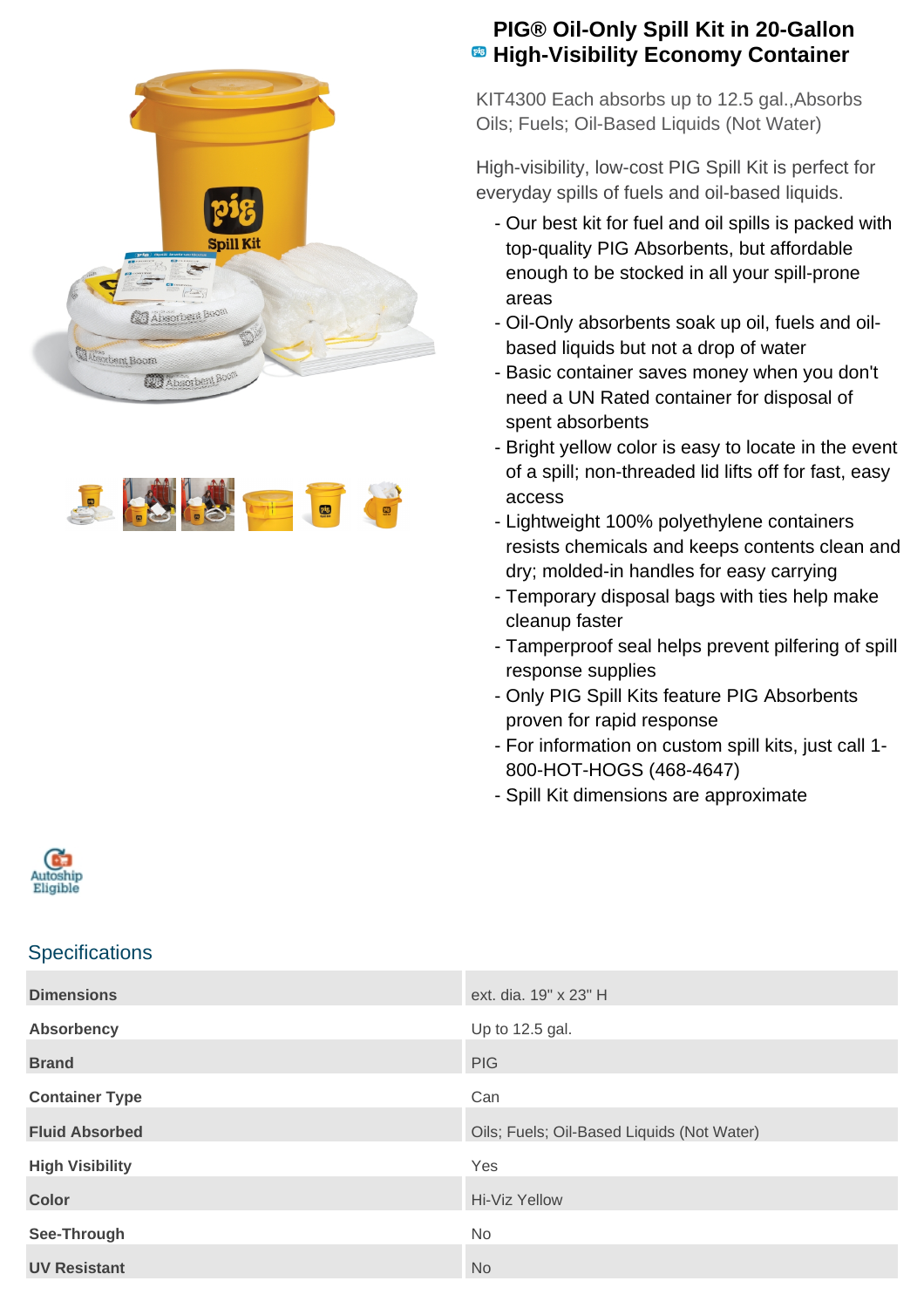# PIG® Oil-Only Spill Kit in 20-Gallon High-Visibility Economy Container

KIT4300 Each absorbs up to 12.5 gal.,Absorbs Oils; Fuels; Oil-Based Liquids (Not Water)

High-visibility, low-cost PIG Spill Kit is perfect for everyday spills of fuels and oil-based liquids.

- Our best kit for fuel and oil spills is packed with top-quality PIG Absorbents, but affordable enough to be stocked in all your spill-prone areas
- Oil-Only absorbents soak up oil, fuels and oil-based liquids but not a drop of water
- Basic container saves money when you don't need a UN Rated container for disposal of spent absorbents
- Bright yellow color is easy to locate in the event of a spill; non-threaded lid lifts off for fast, easy access
- Lightweight 100% polyethylene containers resists chemicals and keeps contents clean and dry; molded-in handles for easy carrying
- Temporary disposal bags with ties help make cleanup faster
- Tamperproof seal helps prevent pilfering of spill response supplies
- Only PIG Spill Kits feature PIG Absorbents proven for rapid response
- For information on custom spill kits, just call 1-800-HOT-HOGS (468-4647)
- Spill Kit dimensions are approximate

Autoship Eligible

## Specifications

| | |
|---|---|
| **Dimensions** | ext. dia. 19" x 23" H |
| **Absorbency** | Up to 12.5 gal. |
| **Brand** | PIG |
| **Container Type** | Can |
| **Fluid Absorbed** | Oils; Fuels; Oil-Based Liquids (Not Water) |
| **High Visibility** | Yes |
| **Color** | Hi-Viz Yellow |
| **See-Through** | No |
| **UV Resistant** | No |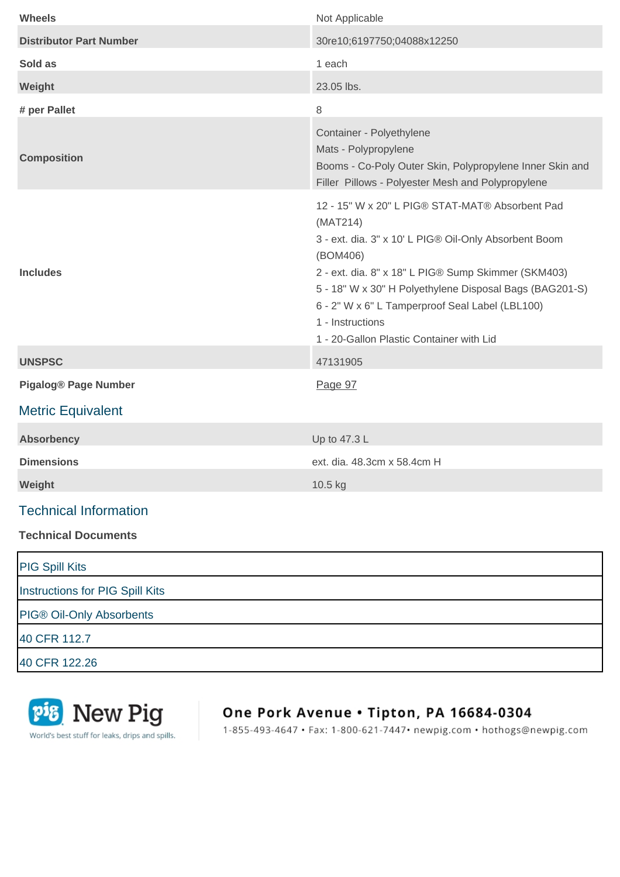| | |
|---|---|
| **Wheels** | Not Applicable |
| **Distributor Part Number** | 30re10;6197750;04088x12250 |
| **Sold as** | 1 each |
| **Weight** | 23.05 lbs. |
| **# per Pallet** | 8 |
| **Composition** | Container - Polyethylene<br>Mats - Polypropylene<br>Booms - Co-Poly Outer Skin, Polypropylene Inner Skin and Filler Pillows - Polyester Mesh and Polypropylene |
| **Includes** | 12 - 15" W x 20" L PIG® STAT-MAT® Absorbent Pad (MAT214)<br>3 - ext. dia. 3" x 10' L PIG® Oil-Only Absorbent Boom (BOM406)<br>2 - ext. dia. 8" x 18" L PIG® Sump Skimmer (SKM403)<br>5 - 18" W x 30" H Polyethylene Disposal Bags (BAG201-S)<br>6 - 2" W x 6" L Tamperproof Seal Label (LBL100)<br>1 - Instructions<br>1 - 20-Gallon Plastic Container with Lid |
| **UNSPSC** | 47131905 |
| **Pigalog® Page Number** | Page 97 |

## Metric Equivalent

| | |
|---|---|
| **Absorbency** | Up to 47.3 L |
| **Dimensions** | ext. dia. 48.3cm x 58.4cm H |
| **Weight** | 10.5 kg |

## Technical Information

### Technical Documents

| |
|---|
| PIG Spill Kits |
| Instructions for PIG Spill Kits |
| PIG® Oil-Only Absorbents |
| 40 CFR 112.7 |
| 40 CFR 122.26 |

New Pig
World's best stuff for leaks, drips and spills.

**One Pork Avenue • Tipton, PA 16684-0304**
1-855-493-4647 • Fax: 1-800-621-7447• newpig.com • hothogs@newpig.com